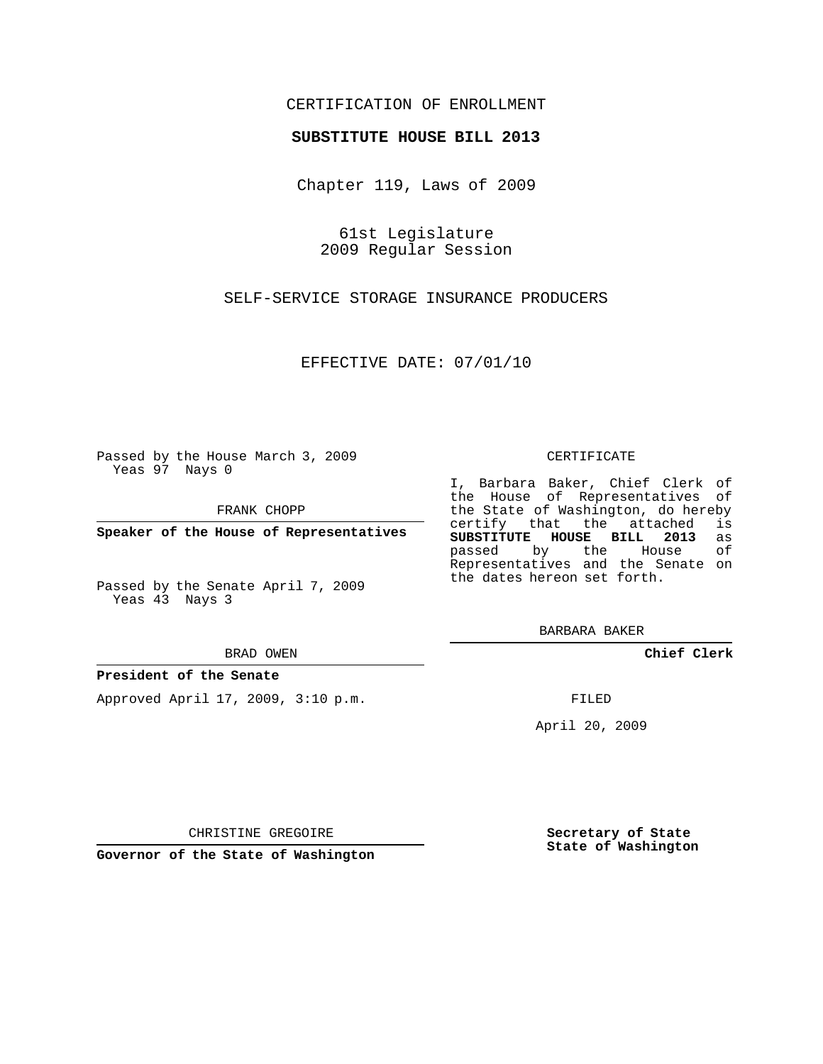CERTIFICATION OF ENROLLMENT

**SUBSTITUTE HOUSE BILL 2013**

Chapter 119, Laws of 2009

61st Legislature
2009 Regular Session

SELF-SERVICE STORAGE INSURANCE PRODUCERS

EFFECTIVE DATE: 07/01/10

Passed by the House March 3, 2009
Yeas 97 Nays 0

FRANK CHOPP

**Speaker of the House of Representatives**

Passed by the Senate April 7, 2009
Yeas 43 Nays 3

BRAD OWEN

**President of the Senate**

Approved April 17, 2009, 3:10 p.m.

CHRISTINE GREGOIRE

**Governor of the State of Washington**

CERTIFICATE

I, Barbara Baker, Chief Clerk of the House of Representatives of the State of Washington, do hereby certify that the attached is **SUBSTITUTE HOUSE BILL 2013** as passed by the House of Representatives and the Senate on the dates hereon set forth.

BARBARA BAKER

**Chief Clerk**

FILED

April 20, 2009

**Secretary of State**
**State of Washington**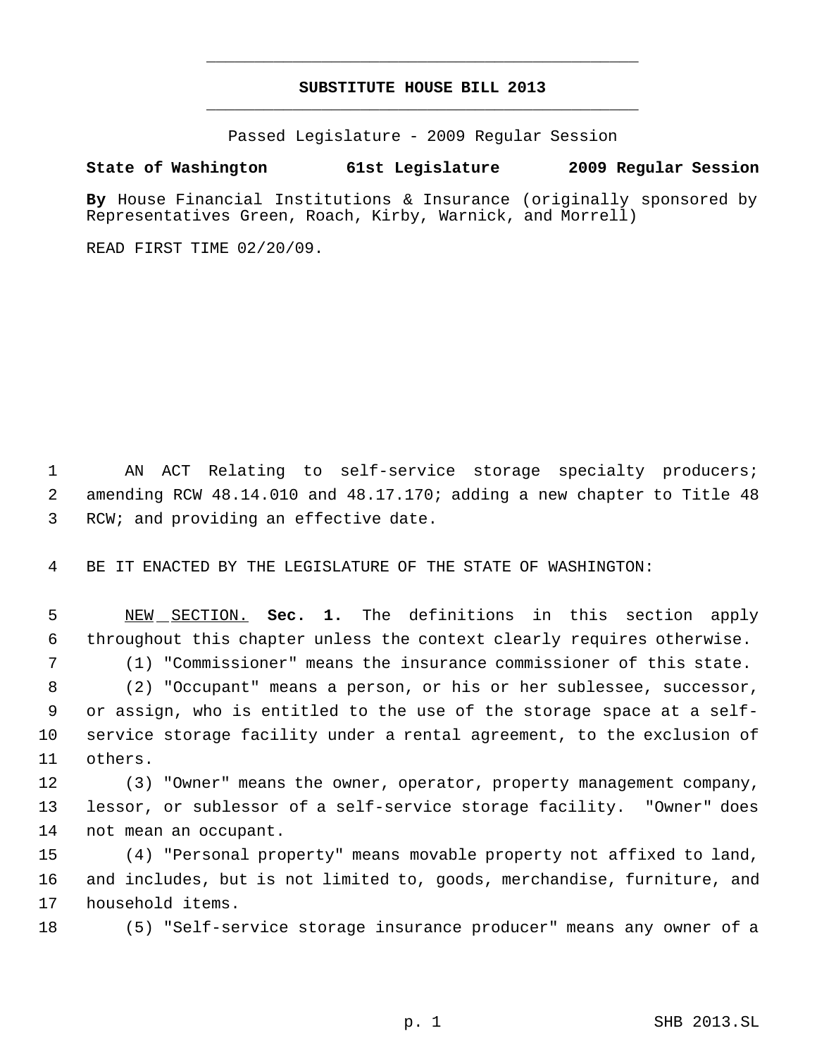**SUBSTITUTE HOUSE BILL 2013**

Passed Legislature - 2009 Regular Session

**State of Washington 61st Legislature 2009 Regular Session**

**By** House Financial Institutions & Insurance (originally sponsored by Representatives Green, Roach, Kirby, Warnick, and Morrell)

READ FIRST TIME 02/20/09.

AN ACT Relating to self-service storage specialty producers; amending RCW 48.14.010 and 48.17.170; adding a new chapter to Title 48 RCW; and providing an effective date.

BE IT ENACTED BY THE LEGISLATURE OF THE STATE OF WASHINGTON:

NEW SECTION. **Sec. 1.** The definitions in this section apply throughout this chapter unless the context clearly requires otherwise.

(1) "Commissioner" means the insurance commissioner of this state.

(2) "Occupant" means a person, or his or her sublessee, successor, or assign, who is entitled to the use of the storage space at a self-service storage facility under a rental agreement, to the exclusion of others.

(3) "Owner" means the owner, operator, property management company, lessor, or sublessor of a self-service storage facility. "Owner" does not mean an occupant.

(4) "Personal property" means movable property not affixed to land, and includes, but is not limited to, goods, merchandise, furniture, and household items.

(5) "Self-service storage insurance producer" means any owner of a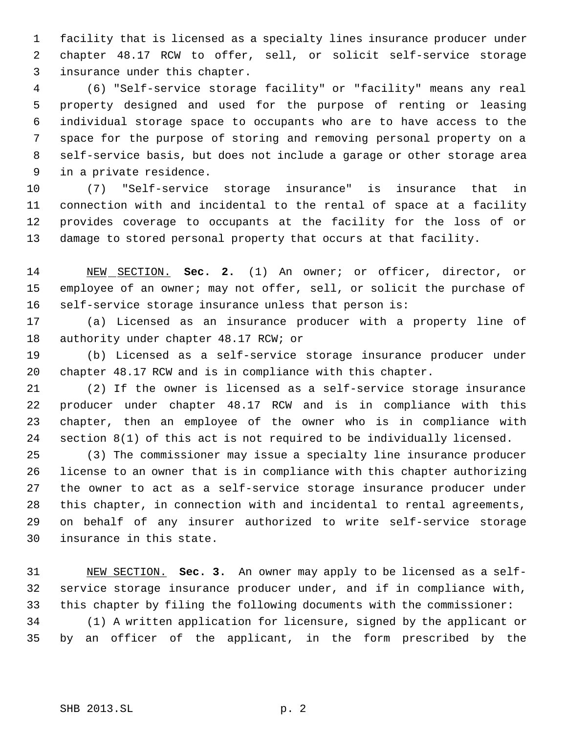facility that is licensed as a specialty lines insurance producer under chapter 48.17 RCW to offer, sell, or solicit self-service storage insurance under this chapter.

(6) "Self-service storage facility" or "facility" means any real property designed and used for the purpose of renting or leasing individual storage space to occupants who are to have access to the space for the purpose of storing and removing personal property on a self-service basis, but does not include a garage or other storage area in a private residence.

(7) "Self-service storage insurance" is insurance that in connection with and incidental to the rental of space at a facility provides coverage to occupants at the facility for the loss of or damage to stored personal property that occurs at that facility.

NEW SECTION. **Sec. 2.** (1) An owner; or officer, director, or employee of an owner; may not offer, sell, or solicit the purchase of self-service storage insurance unless that person is:

(a) Licensed as an insurance producer with a property line of authority under chapter 48.17 RCW; or

(b) Licensed as a self-service storage insurance producer under chapter 48.17 RCW and is in compliance with this chapter.

(2) If the owner is licensed as a self-service storage insurance producer under chapter 48.17 RCW and is in compliance with this chapter, then an employee of the owner who is in compliance with section 8(1) of this act is not required to be individually licensed.

(3) The commissioner may issue a specialty line insurance producer license to an owner that is in compliance with this chapter authorizing the owner to act as a self-service storage insurance producer under this chapter, in connection with and incidental to rental agreements, on behalf of any insurer authorized to write self-service storage insurance in this state.

NEW SECTION. **Sec. 3.** An owner may apply to be licensed as a self-service storage insurance producer under, and if in compliance with, this chapter by filing the following documents with the commissioner:

(1) A written application for licensure, signed by the applicant or by an officer of the applicant, in the form prescribed by the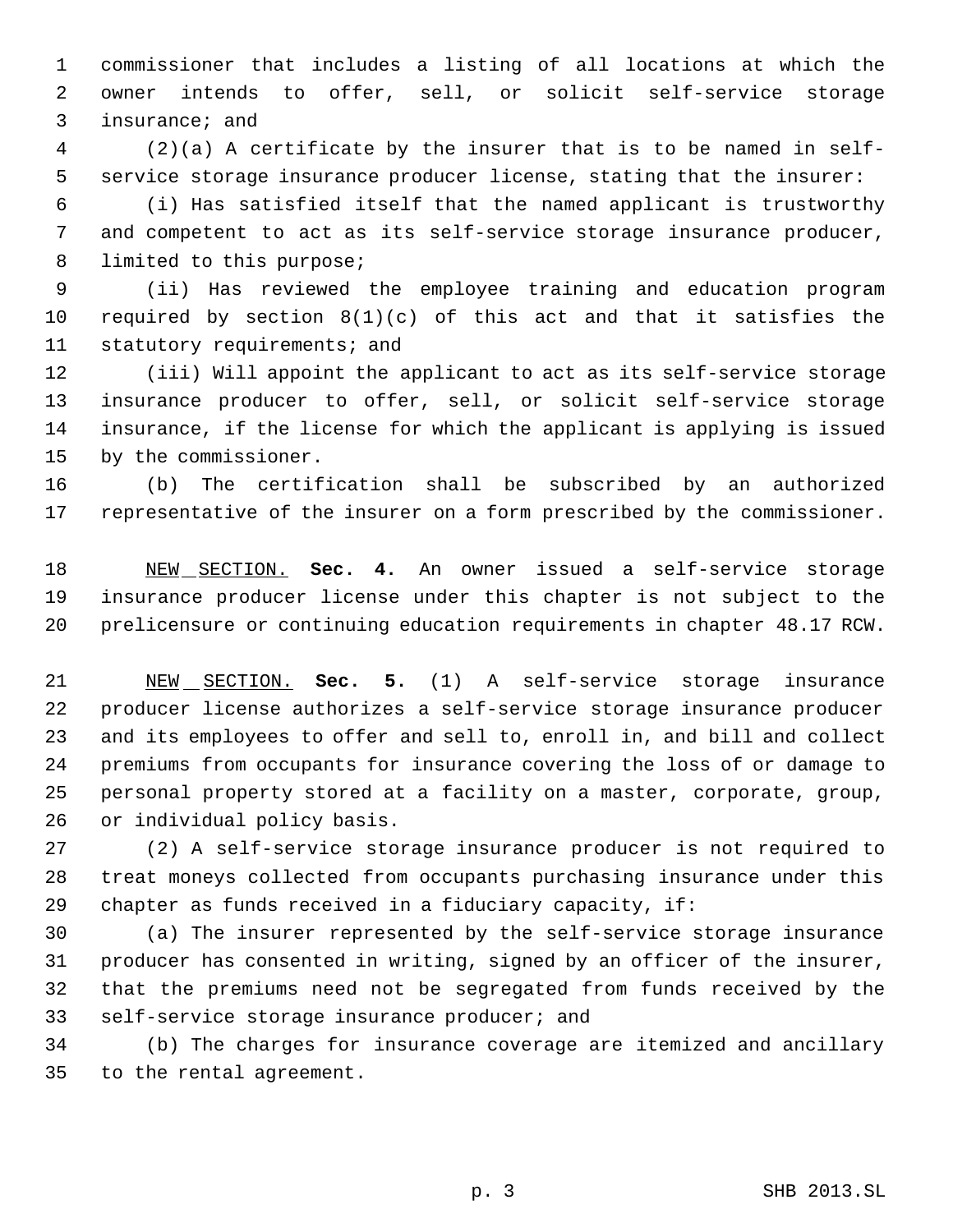commissioner that includes a listing of all locations at which the owner intends to offer, sell, or solicit self-service storage insurance; and

(2)(a) A certificate by the insurer that is to be named in self-service storage insurance producer license, stating that the insurer:

(i) Has satisfied itself that the named applicant is trustworthy and competent to act as its self-service storage insurance producer, limited to this purpose;

(ii) Has reviewed the employee training and education program required by section 8(1)(c) of this act and that it satisfies the statutory requirements; and

(iii) Will appoint the applicant to act as its self-service storage insurance producer to offer, sell, or solicit self-service storage insurance, if the license for which the applicant is applying is issued by the commissioner.

(b) The certification shall be subscribed by an authorized representative of the insurer on a form prescribed by the commissioner.

NEW SECTION. **Sec. 4.** An owner issued a self-service storage insurance producer license under this chapter is not subject to the prelicensure or continuing education requirements in chapter 48.17 RCW.

NEW SECTION. **Sec. 5.** (1) A self-service storage insurance producer license authorizes a self-service storage insurance producer and its employees to offer and sell to, enroll in, and bill and collect premiums from occupants for insurance covering the loss of or damage to personal property stored at a facility on a master, corporate, group, or individual policy basis.

(2) A self-service storage insurance producer is not required to treat moneys collected from occupants purchasing insurance under this chapter as funds received in a fiduciary capacity, if:

(a) The insurer represented by the self-service storage insurance producer has consented in writing, signed by an officer of the insurer, that the premiums need not be segregated from funds received by the self-service storage insurance producer; and

(b) The charges for insurance coverage are itemized and ancillary to the rental agreement.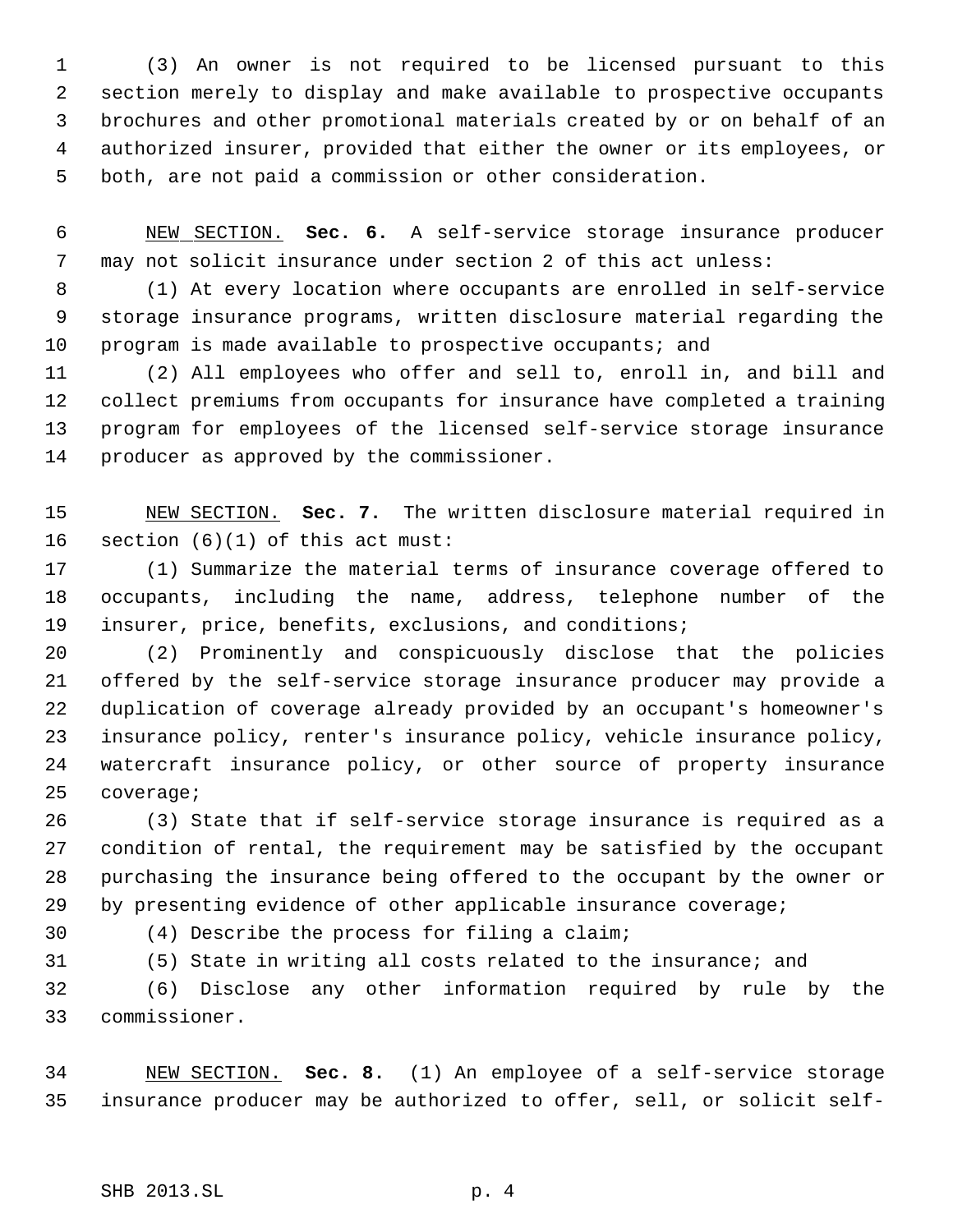(3) An owner is not required to be licensed pursuant to this section merely to display and make available to prospective occupants brochures and other promotional materials created by or on behalf of an authorized insurer, provided that either the owner or its employees, or both, are not paid a commission or other consideration.

NEW SECTION. **Sec. 6.** A self-service storage insurance producer may not solicit insurance under section 2 of this act unless:

(1) At every location where occupants are enrolled in self-service storage insurance programs, written disclosure material regarding the program is made available to prospective occupants; and

(2) All employees who offer and sell to, enroll in, and bill and collect premiums from occupants for insurance have completed a training program for employees of the licensed self-service storage insurance producer as approved by the commissioner.

NEW SECTION. **Sec. 7.** The written disclosure material required in section (6)(1) of this act must:

(1) Summarize the material terms of insurance coverage offered to occupants, including the name, address, telephone number of the insurer, price, benefits, exclusions, and conditions;

(2) Prominently and conspicuously disclose that the policies offered by the self-service storage insurance producer may provide a duplication of coverage already provided by an occupant's homeowner's insurance policy, renter's insurance policy, vehicle insurance policy, watercraft insurance policy, or other source of property insurance coverage;

(3) State that if self-service storage insurance is required as a condition of rental, the requirement may be satisfied by the occupant purchasing the insurance being offered to the occupant by the owner or by presenting evidence of other applicable insurance coverage;

(4) Describe the process for filing a claim;

(5) State in writing all costs related to the insurance; and

(6) Disclose any other information required by rule by the commissioner.

NEW SECTION. **Sec. 8.** (1) An employee of a self-service storage insurance producer may be authorized to offer, sell, or solicit self-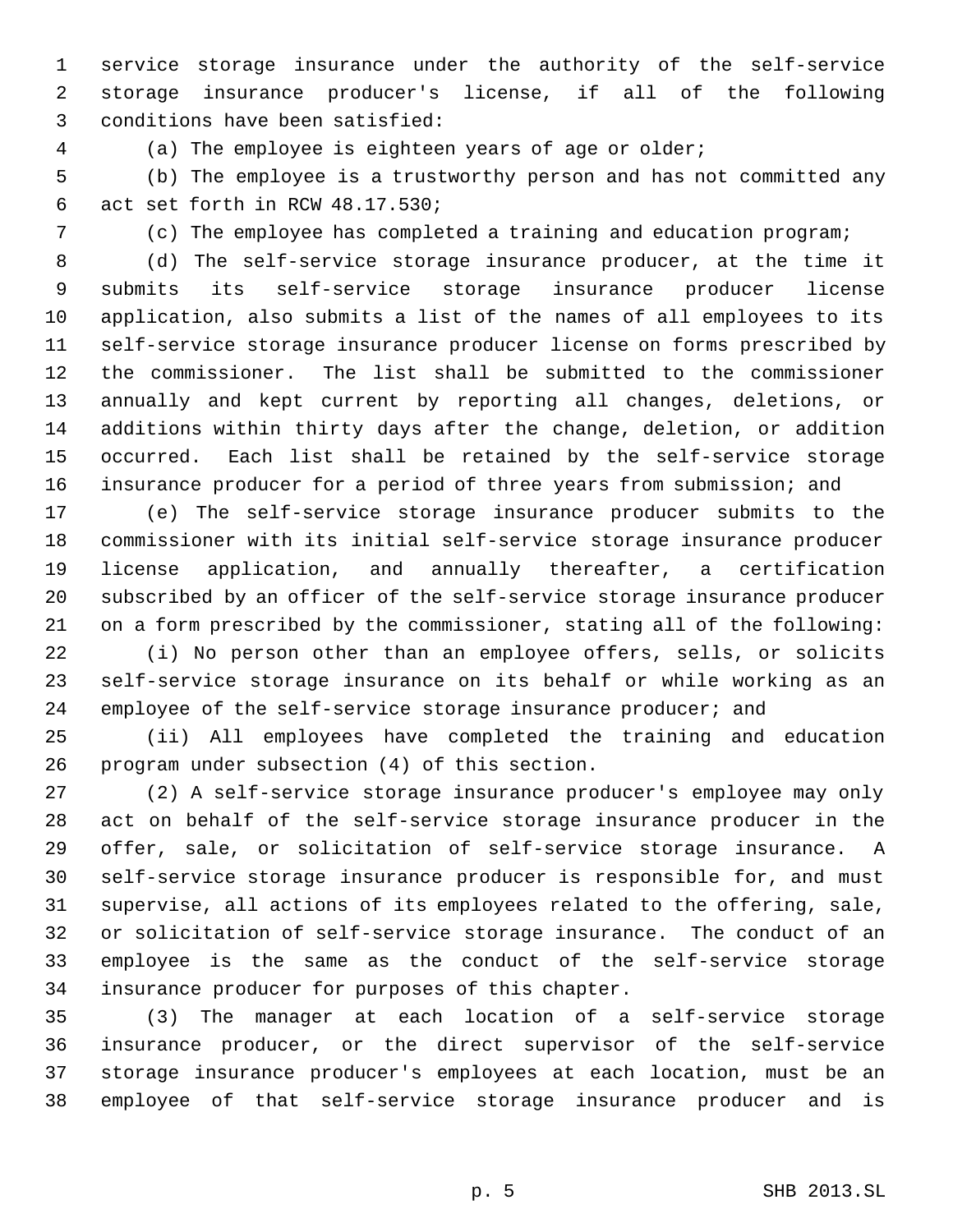service storage insurance under the authority of the self-service storage insurance producer's license, if all of the following conditions have been satisfied:

(a) The employee is eighteen years of age or older;

(b) The employee is a trustworthy person and has not committed any act set forth in RCW 48.17.530;

(c) The employee has completed a training and education program;

(d) The self-service storage insurance producer, at the time it submits its self-service storage insurance producer license application, also submits a list of the names of all employees to its self-service storage insurance producer license on forms prescribed by the commissioner. The list shall be submitted to the commissioner annually and kept current by reporting all changes, deletions, or additions within thirty days after the change, deletion, or addition occurred. Each list shall be retained by the self-service storage insurance producer for a period of three years from submission; and

(e) The self-service storage insurance producer submits to the commissioner with its initial self-service storage insurance producer license application, and annually thereafter, a certification subscribed by an officer of the self-service storage insurance producer on a form prescribed by the commissioner, stating all of the following:

(i) No person other than an employee offers, sells, or solicits self-service storage insurance on its behalf or while working as an employee of the self-service storage insurance producer; and

(ii) All employees have completed the training and education program under subsection (4) of this section.

(2) A self-service storage insurance producer's employee may only act on behalf of the self-service storage insurance producer in the offer, sale, or solicitation of self-service storage insurance. A self-service storage insurance producer is responsible for, and must supervise, all actions of its employees related to the offering, sale, or solicitation of self-service storage insurance. The conduct of an employee is the same as the conduct of the self-service storage insurance producer for purposes of this chapter.

(3) The manager at each location of a self-service storage insurance producer, or the direct supervisor of the self-service storage insurance producer's employees at each location, must be an employee of that self-service storage insurance producer and is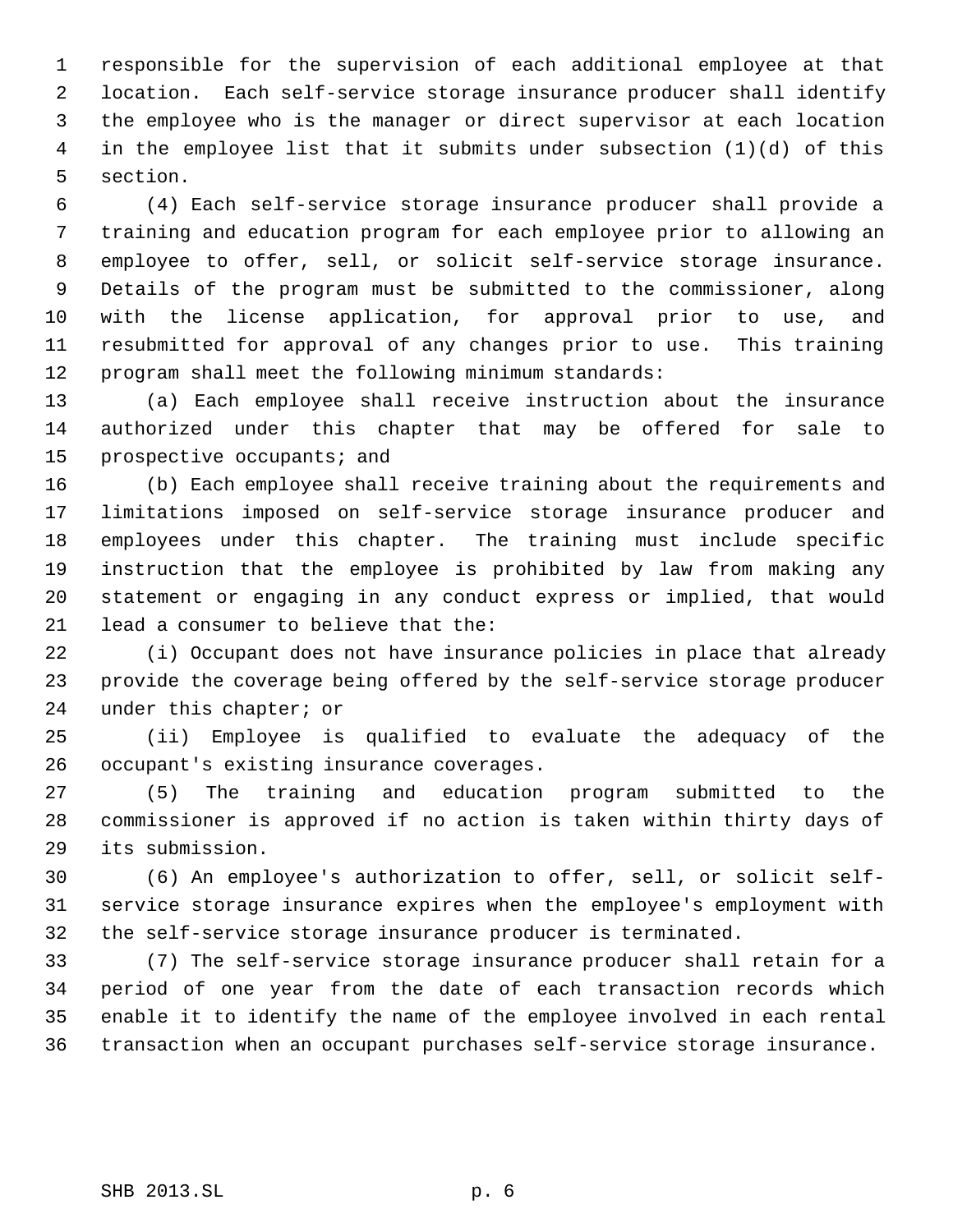responsible for the supervision of each additional employee at that location. Each self-service storage insurance producer shall identify the employee who is the manager or direct supervisor at each location in the employee list that it submits under subsection (1)(d) of this section.

(4) Each self-service storage insurance producer shall provide a training and education program for each employee prior to allowing an employee to offer, sell, or solicit self-service storage insurance. Details of the program must be submitted to the commissioner, along with the license application, for approval prior to use, and resubmitted for approval of any changes prior to use. This training program shall meet the following minimum standards:

(a) Each employee shall receive instruction about the insurance authorized under this chapter that may be offered for sale to prospective occupants; and

(b) Each employee shall receive training about the requirements and limitations imposed on self-service storage insurance producer and employees under this chapter. The training must include specific instruction that the employee is prohibited by law from making any statement or engaging in any conduct express or implied, that would lead a consumer to believe that the:

(i) Occupant does not have insurance policies in place that already provide the coverage being offered by the self-service storage producer under this chapter; or

(ii) Employee is qualified to evaluate the adequacy of the occupant's existing insurance coverages.

(5) The training and education program submitted to the commissioner is approved if no action is taken within thirty days of its submission.

(6) An employee's authorization to offer, sell, or solicit self-service storage insurance expires when the employee's employment with the self-service storage insurance producer is terminated.

(7) The self-service storage insurance producer shall retain for a period of one year from the date of each transaction records which enable it to identify the name of the employee involved in each rental transaction when an occupant purchases self-service storage insurance.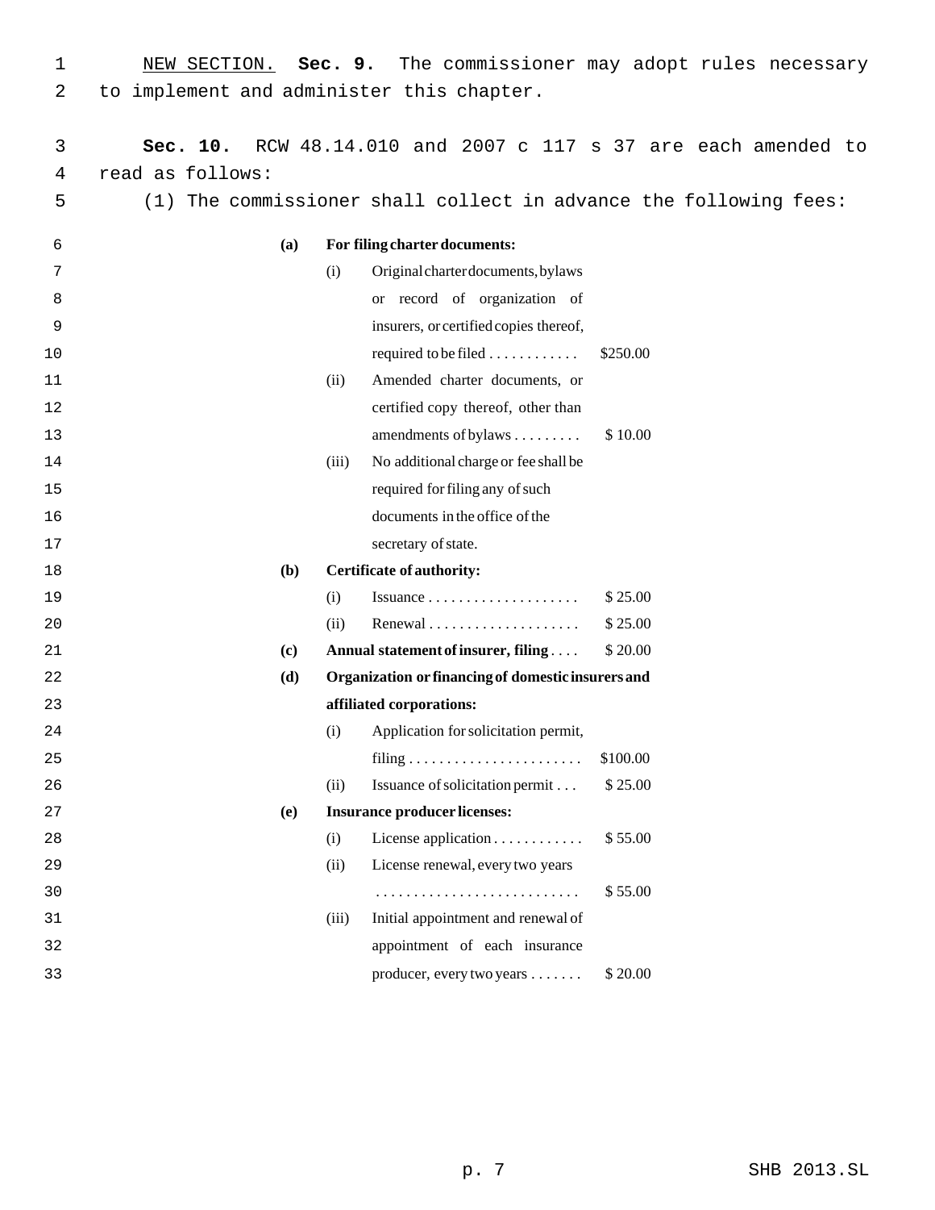NEW SECTION. **Sec. 9.** The commissioner may adopt rules necessary to implement and administer this chapter.

**Sec. 10.** RCW 48.14.010 and 2007 c 117 s 37 are each amended to read as follows:

(1) The commissioner shall collect in advance the following fees:

| | | | |
|---|---|---|---|
| **(a)** | **For filing charter documents:** | | |
| | (i) | Original charter documents, bylaws or record of organization of insurers, or certified copies thereof, required to be filed . . . . . . . . . . . . | $250.00 |
| | (ii) | Amended charter documents, or certified copy thereof, other than amendments of bylaws . . . . . . . . . | $ 10.00 |
| | (iii) | No additional charge or fee shall be required for filing any of such documents in the office of the secretary of state. | |
| **(b)** | **Certificate of authority:** | | |
| | (i) | Issuance . . . . . . . . . . . . . . . . . . . . | $ 25.00 |
| | (ii) | Renewal . . . . . . . . . . . . . . . . . . . . | $ 25.00 |
| **(c)** | **Annual statement of insurer, filing** . . . . | | $ 20.00 |
| **(d)** | **Organization or financing of domestic insurers and affiliated corporations:** | | |
| | (i) | Application for solicitation permit, filing . . . . . . . . . . . . . . . . . . . . . . . | $100.00 |
| | (ii) | Issuance of solicitation permit . . . | $ 25.00 |
| **(e)** | **Insurance producer licenses:** | | |
| | (i) | License application . . . . . . . . . . . . | $ 55.00 |
| | (ii) | License renewal, every two years . . . . . . . . . . . . . . . . . . . . . . . . . . . | $ 55.00 |
| | (iii) | Initial appointment and renewal of appointment of each insurance producer, every two years . . . . . . . | $ 20.00 |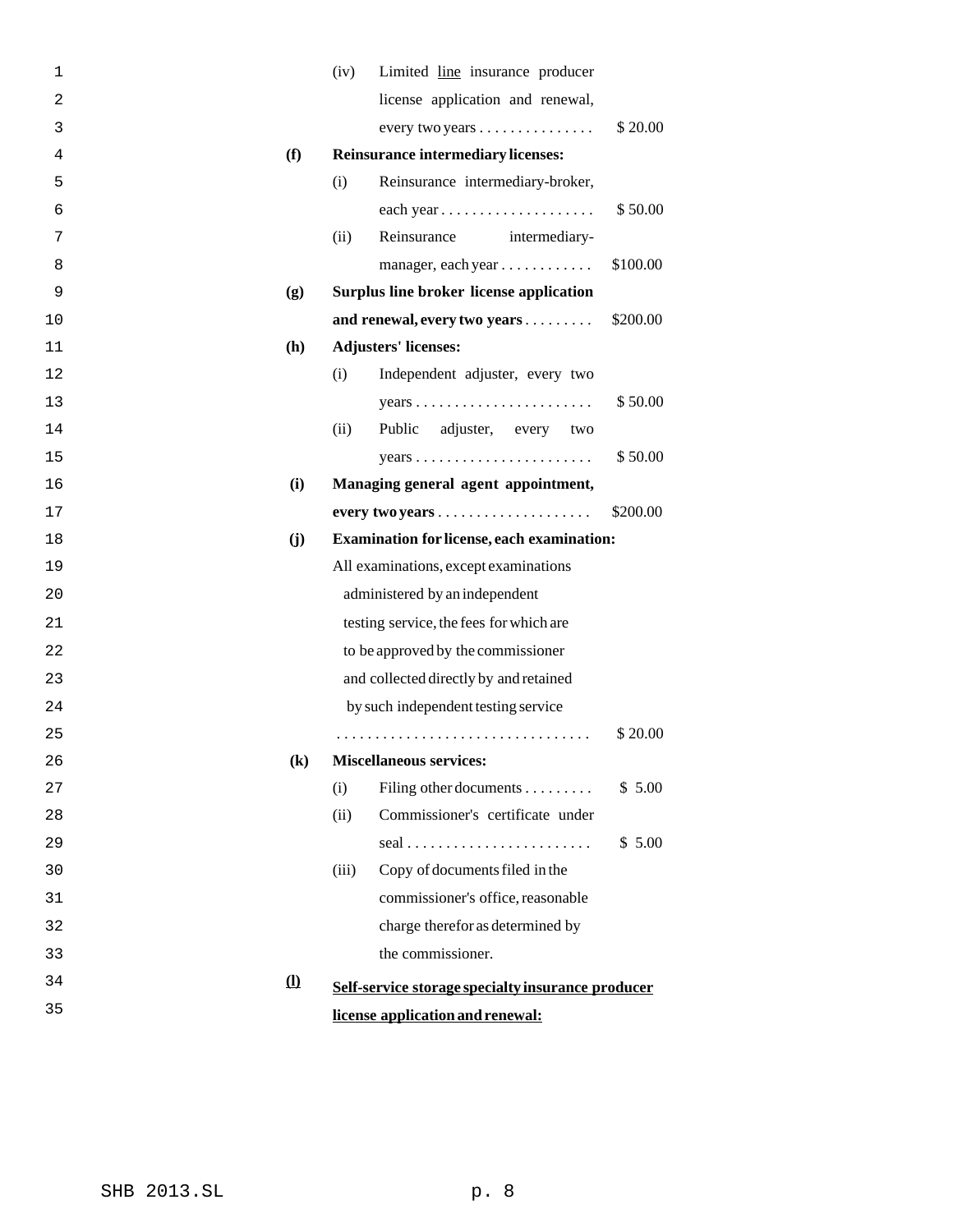(iv) Limited <u>line</u> insurance producer license application and renewal, every two years . . . . . . . . . . . . . . . $ 20.00

**(f) Reinsurance intermediary licenses:**

(i) Reinsurance intermediary-broker, each year . . . . . . . . . . . . . . . . . . . . $ 50.00

(ii) Reinsurance intermediary-manager, each year . . . . . . . . . . . . $100.00

**(g) Surplus line broker license application and renewal, every two years** . . . . . . . . . $200.00

**(h) Adjusters' licenses:**

(i) Independent adjuster, every two years . . . . . . . . . . . . . . . . . . . . . . . $ 50.00

(ii) Public adjuster, every two years . . . . . . . . . . . . . . . . . . . . . . . $ 50.00

**(i) Managing general agent appointment, every two years** . . . . . . . . . . . . . . . . . . . . $200.00

**(j) Examination for license, each examination:**

All examinations, except examinations administered by an independent testing service, the fees for which are to be approved by the commissioner and collected directly by and retained by such independent testing service . . . . . . . . . . . . . . . . . . . . . . . . . . . . . . . . . $ 20.00

**(k) Miscellaneous services:**

(i) Filing other documents . . . . . . . . . $ 5.00

(ii) Commissioner's certificate under seal . . . . . . . . . . . . . . . . . . . . . . . . $ 5.00

(iii) Copy of documents filed in the commissioner's office, reasonable charge therefor as determined by the commissioner.

<u>**(l) Self-service storage specialty insurance producer license application and renewal:**</u>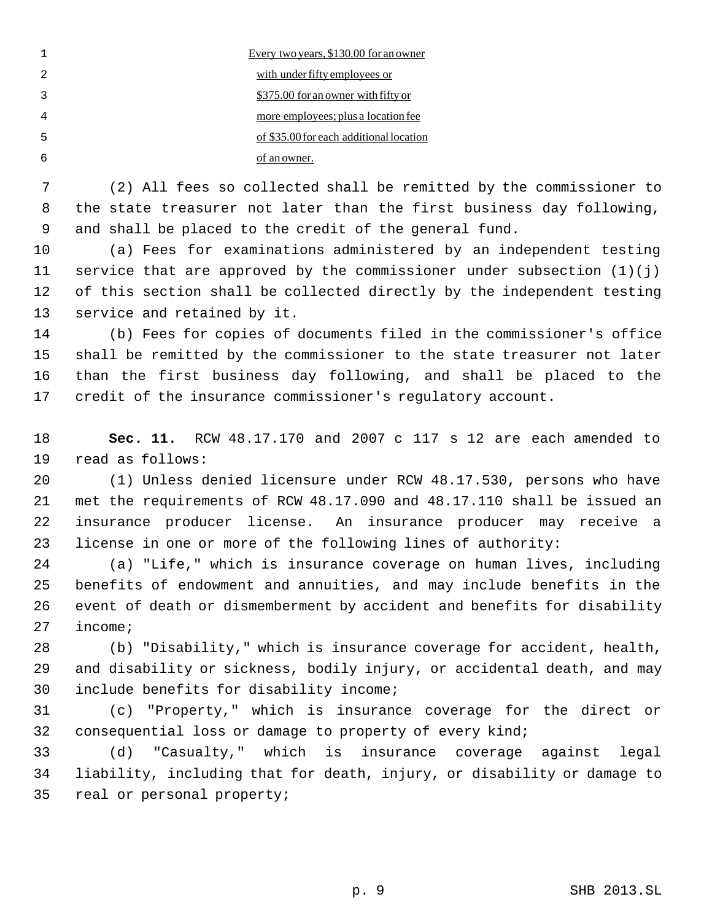<u>Every two years, $130.00 for an owner with under fifty employees or $375.00 for an owner with fifty or more employees; plus a location fee of $35.00 for each additional location of an owner.</u>

(2) All fees so collected shall be remitted by the commissioner to the state treasurer not later than the first business day following, and shall be placed to the credit of the general fund.

(a) Fees for examinations administered by an independent testing service that are approved by the commissioner under subsection (1)(j) of this section shall be collected directly by the independent testing service and retained by it.

(b) Fees for copies of documents filed in the commissioner's office shall be remitted by the commissioner to the state treasurer not later than the first business day following, and shall be placed to the credit of the insurance commissioner's regulatory account.

**Sec. 11.** RCW 48.17.170 and 2007 c 117 s 12 are each amended to read as follows:

(1) Unless denied licensure under RCW 48.17.530, persons who have met the requirements of RCW 48.17.090 and 48.17.110 shall be issued an insurance producer license. An insurance producer may receive a license in one or more of the following lines of authority:

(a) "Life," which is insurance coverage on human lives, including benefits of endowment and annuities, and may include benefits in the event of death or dismemberment by accident and benefits for disability income;

(b) "Disability," which is insurance coverage for accident, health, and disability or sickness, bodily injury, or accidental death, and may include benefits for disability income;

(c) "Property," which is insurance coverage for the direct or consequential loss or damage to property of every kind;

(d) "Casualty," which is insurance coverage against legal liability, including that for death, injury, or disability or damage to real or personal property;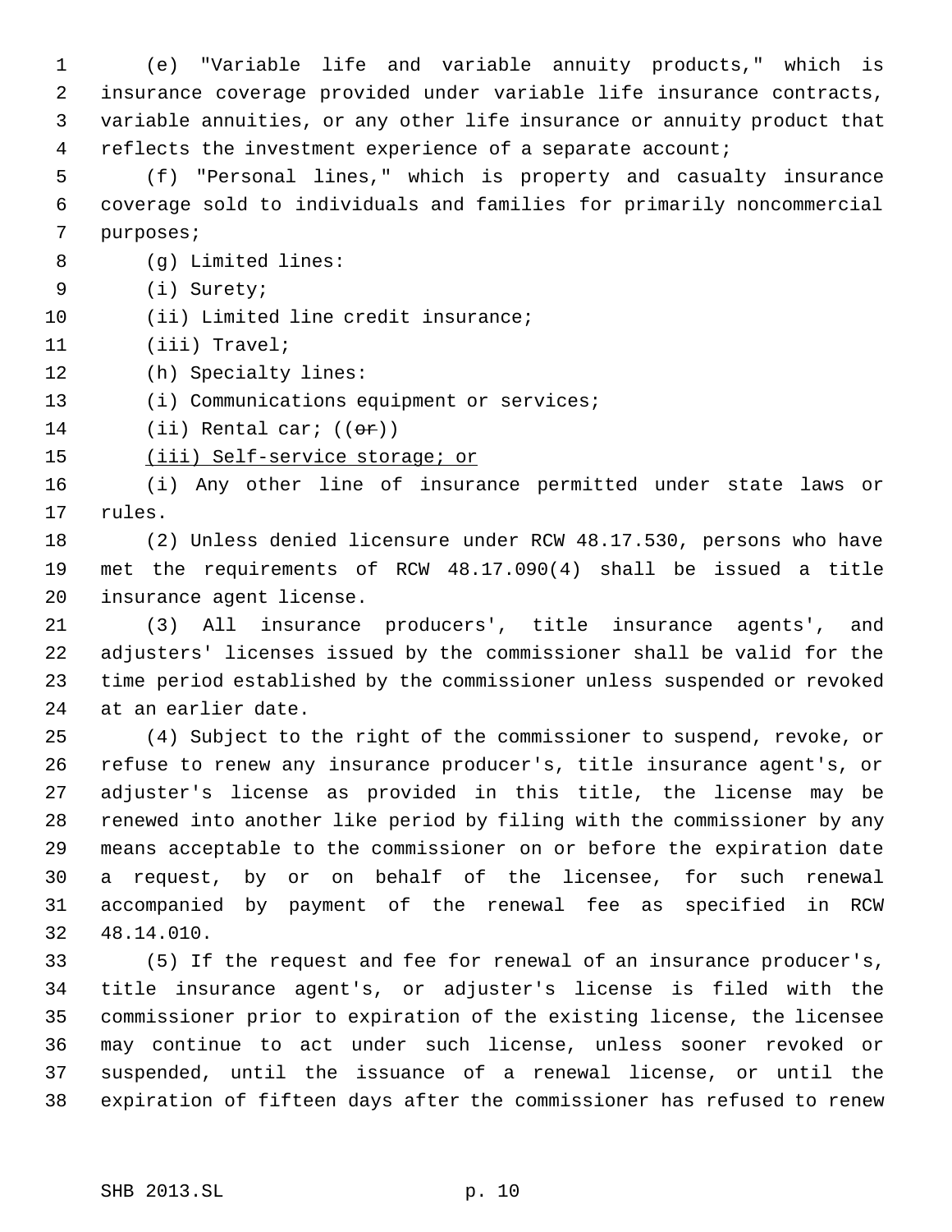(e) "Variable life and variable annuity products," which is insurance coverage provided under variable life insurance contracts, variable annuities, or any other life insurance or annuity product that reflects the investment experience of a separate account;

(f) "Personal lines," which is property and casualty insurance coverage sold to individuals and families for primarily noncommercial purposes;

(g) Limited lines:

(i) Surety;

(ii) Limited line credit insurance;

(iii) Travel;

(h) Specialty lines:

(i) Communications equipment or services;

(ii) Rental car; ((~~or~~))

<u>(iii) Self-service storage; or</u>

(i) Any other line of insurance permitted under state laws or rules.

(2) Unless denied licensure under RCW 48.17.530, persons who have met the requirements of RCW 48.17.090(4) shall be issued a title insurance agent license.

(3) All insurance producers', title insurance agents', and adjusters' licenses issued by the commissioner shall be valid for the time period established by the commissioner unless suspended or revoked at an earlier date.

(4) Subject to the right of the commissioner to suspend, revoke, or refuse to renew any insurance producer's, title insurance agent's, or adjuster's license as provided in this title, the license may be renewed into another like period by filing with the commissioner by any means acceptable to the commissioner on or before the expiration date a request, by or on behalf of the licensee, for such renewal accompanied by payment of the renewal fee as specified in RCW 48.14.010.

(5) If the request and fee for renewal of an insurance producer's, title insurance agent's, or adjuster's license is filed with the commissioner prior to expiration of the existing license, the licensee may continue to act under such license, unless sooner revoked or suspended, until the issuance of a renewal license, or until the expiration of fifteen days after the commissioner has refused to renew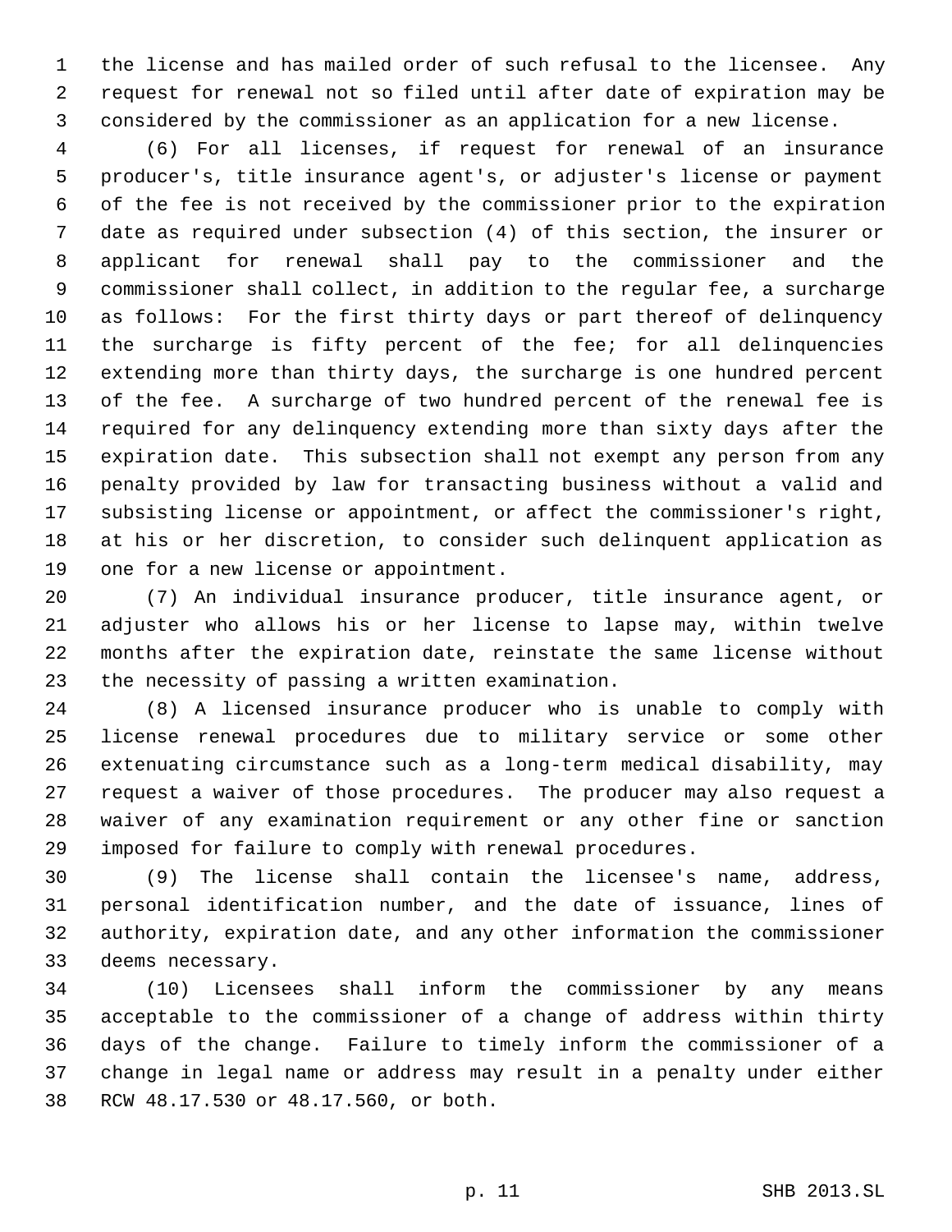the license and has mailed order of such refusal to the licensee. Any request for renewal not so filed until after date of expiration may be considered by the commissioner as an application for a new license.

(6) For all licenses, if request for renewal of an insurance producer's, title insurance agent's, or adjuster's license or payment of the fee is not received by the commissioner prior to the expiration date as required under subsection (4) of this section, the insurer or applicant for renewal shall pay to the commissioner and the commissioner shall collect, in addition to the regular fee, a surcharge as follows: For the first thirty days or part thereof of delinquency the surcharge is fifty percent of the fee; for all delinquencies extending more than thirty days, the surcharge is one hundred percent of the fee. A surcharge of two hundred percent of the renewal fee is required for any delinquency extending more than sixty days after the expiration date. This subsection shall not exempt any person from any penalty provided by law for transacting business without a valid and subsisting license or appointment, or affect the commissioner's right, at his or her discretion, to consider such delinquent application as one for a new license or appointment.

(7) An individual insurance producer, title insurance agent, or adjuster who allows his or her license to lapse may, within twelve months after the expiration date, reinstate the same license without the necessity of passing a written examination.

(8) A licensed insurance producer who is unable to comply with license renewal procedures due to military service or some other extenuating circumstance such as a long-term medical disability, may request a waiver of those procedures. The producer may also request a waiver of any examination requirement or any other fine or sanction imposed for failure to comply with renewal procedures.

(9) The license shall contain the licensee's name, address, personal identification number, and the date of issuance, lines of authority, expiration date, and any other information the commissioner deems necessary.

(10) Licensees shall inform the commissioner by any means acceptable to the commissioner of a change of address within thirty days of the change. Failure to timely inform the commissioner of a change in legal name or address may result in a penalty under either RCW 48.17.530 or 48.17.560, or both.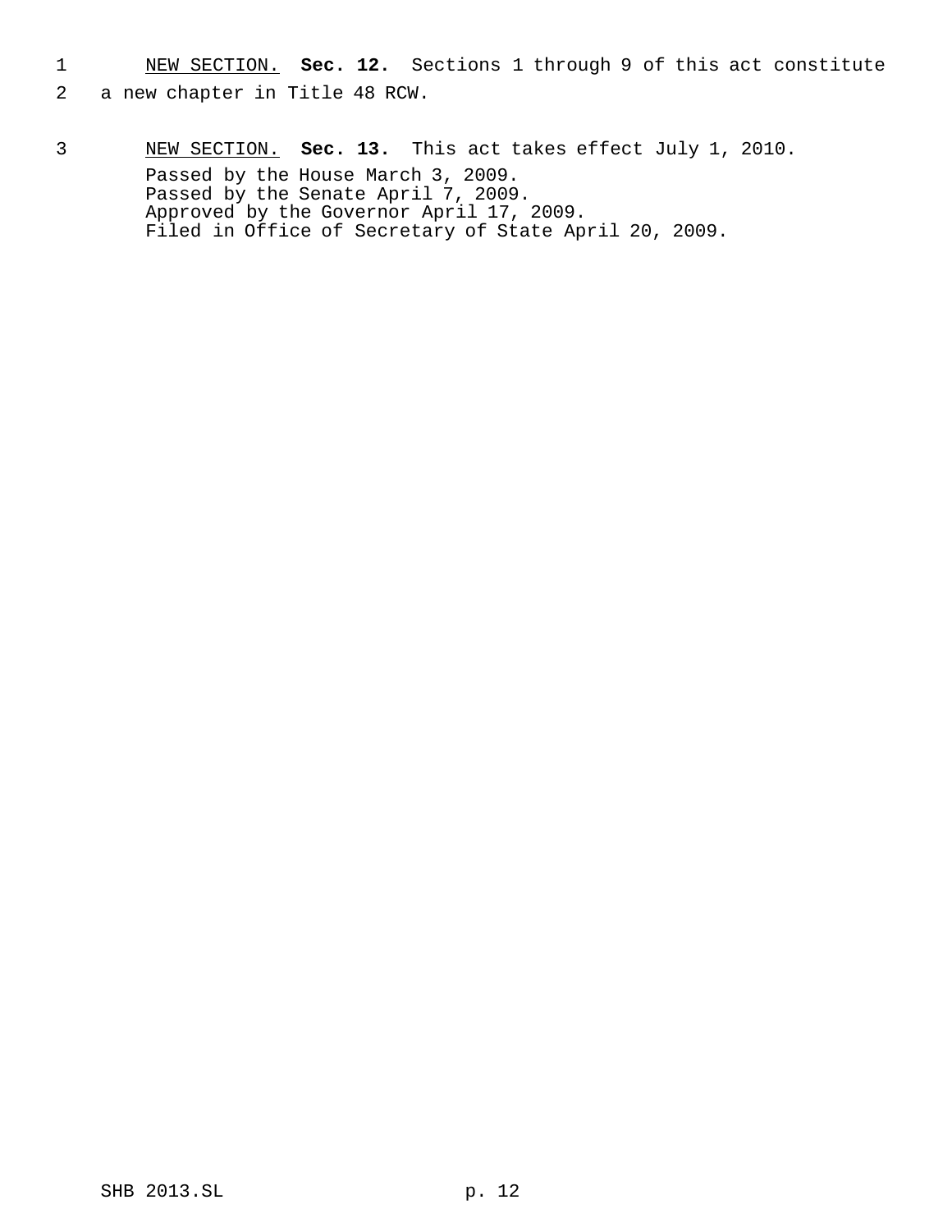NEW SECTION. **Sec. 12.** Sections 1 through 9 of this act constitute a new chapter in Title 48 RCW.

NEW SECTION. **Sec. 13.** This act takes effect July 1, 2010.

Passed by the House March 3, 2009.
Passed by the Senate April 7, 2009.
Approved by the Governor April 17, 2009.
Filed in Office of Secretary of State April 20, 2009.